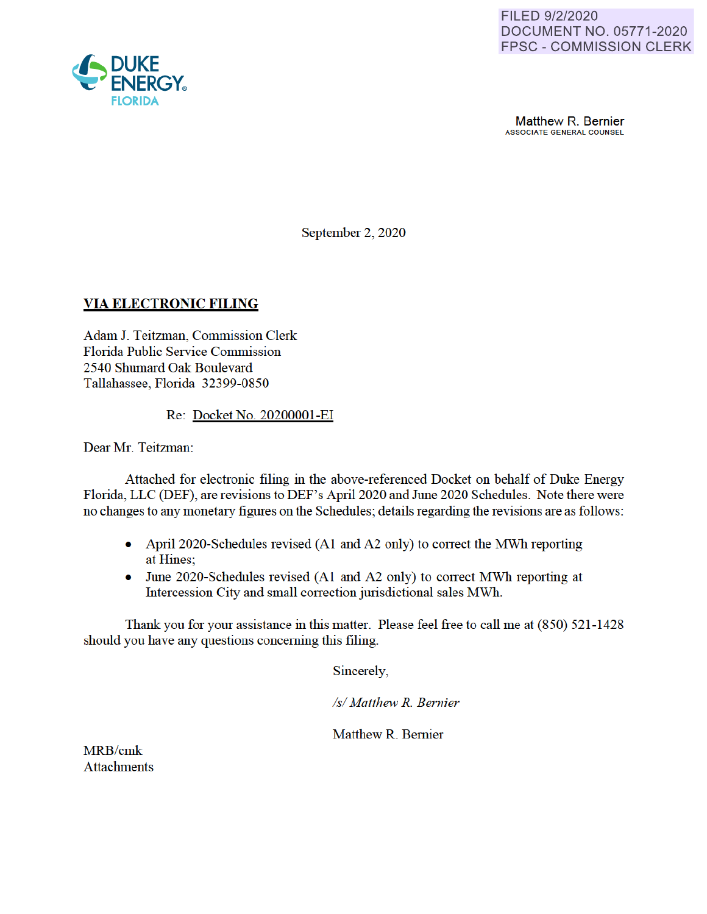FILED 9/2/2020
DOCUMENT NO. 05771-2020
FPSC - COMMISSION CLERK

DUKE ENERGY
FLORIDA

Matthew R. Bernier
ASSOCIATE GENERAL COUNSEL

September 2, 2020

**VIA ELECTRONIC FILING**

Adam J. Teitzman, Commission Clerk
Florida Public Service Commission
2540 Shumard Oak Boulevard
Tallahassee, Florida 32399-0850

Re: Docket No. 20200001-EI

Dear Mr. Teitzman:

Attached for electronic filing in the above-referenced Docket on behalf of Duke Energy Florida, LLC (DEF), are revisions to DEF's April 2020 and June 2020 Schedules. Note there were no changes to any monetary figures on the Schedules; details regarding the revisions are as follows:

- April 2020-Schedules revised (A1 and A2 only) to correct the MWh reporting at Hines;
- June 2020-Schedules revised (A1 and A2 only) to correct MWh reporting at Intercession City and small correction jurisdictional sales MWh.

Thank you for your assistance in this matter. Please feel free to call me at (850) 521-1428 should you have any questions concerning this filing.

Sincerely,

*/s/ Matthew R. Bernier*

Matthew R. Bernier

MRB/cmk
Attachments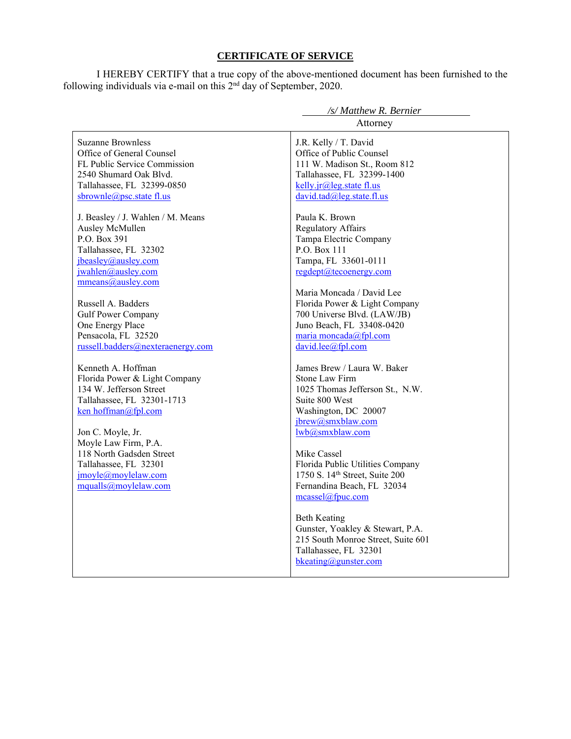## CERTIFICATE OF SERVICE

I HEREBY CERTIFY that a true copy of the above-mentioned document has been furnished to the following individuals via e-mail on this 2nd day of September, 2020.

*/s/ Matthew R. Bernier*
Attorney

Suzanne Brownless
Office of General Counsel
FL Public Service Commission
2540 Shumard Oak Blvd.
Tallahassee, FL 32399-0850
sbrownle@psc.state fl.us

J. Beasley / J. Wahlen / M. Means
Ausley McMullen
P.O. Box 391
Tallahassee, FL 32302
jbeasley@ausley.com
jwahlen@ausley.com
mmeans@ausley.com

Russell A. Badders
Gulf Power Company
One Energy Place
Pensacola, FL 32520
russell.badders@nexteraenergy.com

Kenneth A. Hoffman
Florida Power & Light Company
134 W. Jefferson Street
Tallahassee, FL 32301-1713
ken hoffman@fpl.com

Jon C. Moyle, Jr.
Moyle Law Firm, P.A.
118 North Gadsden Street
Tallahassee, FL 32301
jmoyle@moylelaw.com
mqualls@moylelaw.com

J.R. Kelly / T. David
Office of Public Counsel
111 W. Madison St., Room 812
Tallahassee, FL 32399-1400
kelly.jr@leg.state fl.us
david.tad@leg.state.fl.us

Paula K. Brown
Regulatory Affairs
Tampa Electric Company
P.O. Box 111
Tampa, FL 33601-0111
regdept@tecoenergy.com

Maria Moncada / David Lee
Florida Power & Light Company
700 Universe Blvd. (LAW/JB)
Juno Beach, FL 33408-0420
maria moncada@fpl.com
david.lee@fpl.com

James Brew / Laura W. Baker
Stone Law Firm
1025 Thomas Jefferson St., N.W.
Suite 800 West
Washington, DC 20007
jbrew@smxblaw.com
lwb@smxblaw.com

Mike Cassel
Florida Public Utilities Company
1750 S. 14th Street, Suite 200
Fernandina Beach, FL 32034
mcassel@fpuc.com

Beth Keating
Gunster, Yoakley & Stewart, P.A.
215 South Monroe Street, Suite 601
Tallahassee, FL 32301
bkeating@gunster.com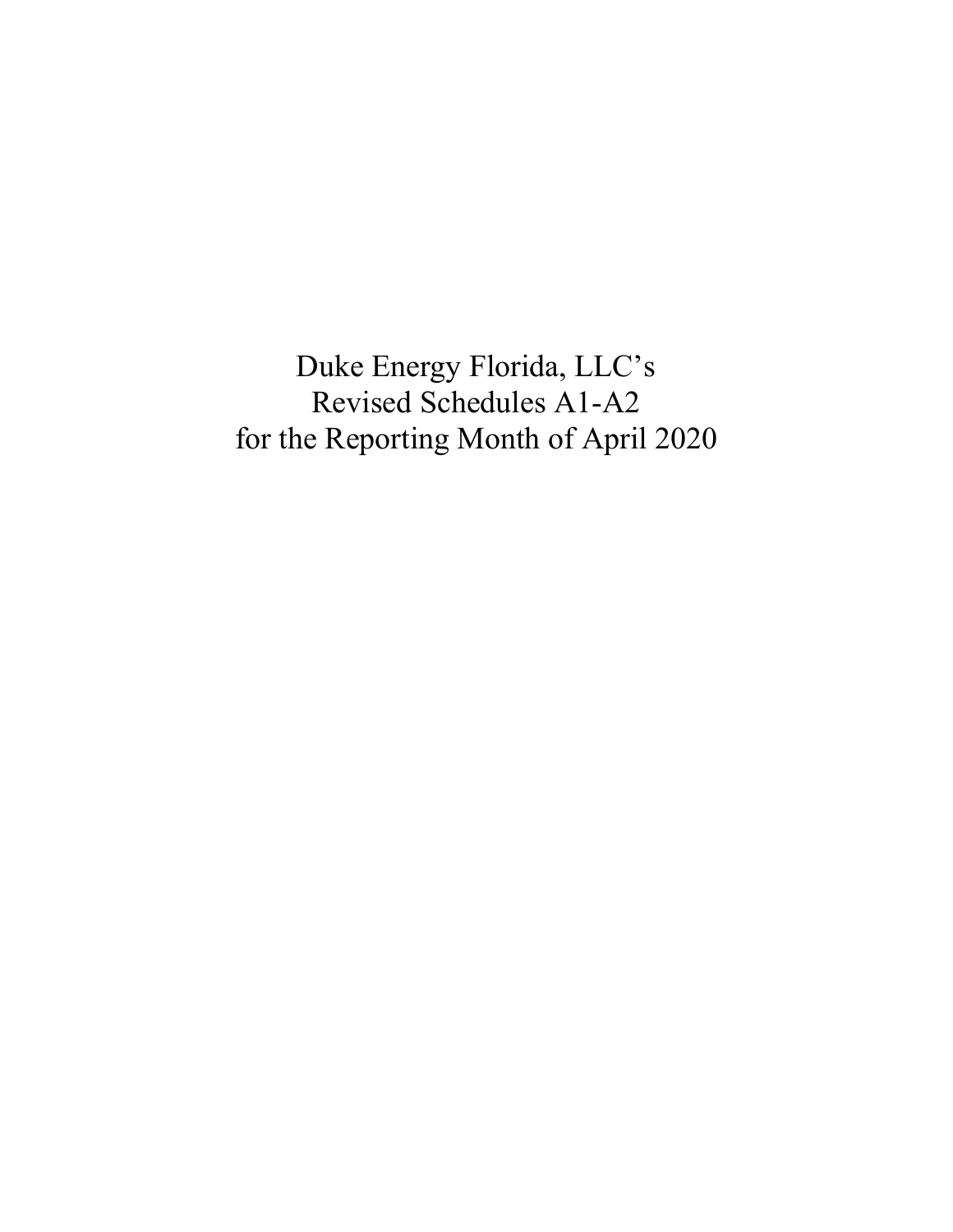Duke Energy Florida, LLC's
Revised Schedules A1-A2
for the Reporting Month of April 2020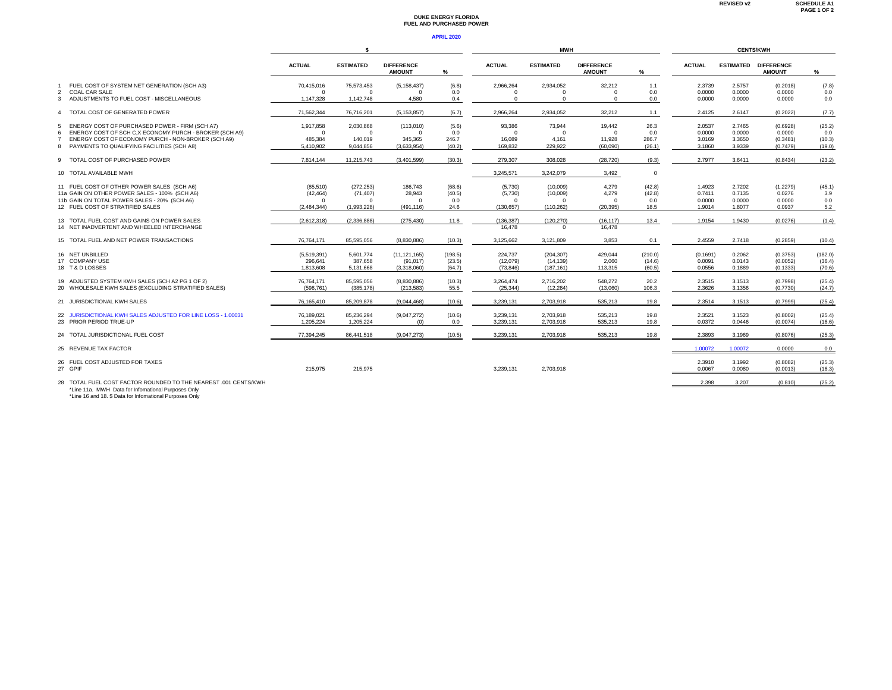REVISED v2

SCHEDULE A1
PAGE 1 OF 2

# DUKE ENERGY FLORIDA
## FUEL AND PURCHASED POWER

**APRIL 2020**

| | $ | | | | MWH | | | | CENTS/KWH | | | |
|---|---|---|---|---|---|---|---|---|---|---|---|---|
| | ACTUAL | ESTIMATED | DIFFERENCE AMOUNT | % | ACTUAL | ESTIMATED | DIFFERENCE AMOUNT | % | ACTUAL | ESTIMATED | DIFFERENCE AMOUNT | % |
| 1 FUEL COST OF SYSTEM NET GENERATION (SCH A3) | 70,415,016 | 75,573,453 | (5,158,437) | (6.8) | 2,966,264 | 2,934,052 | 32,212 | 1.1 | 2.3739 | 2.5757 | (0.2018) | (7.8) |
| 2 COAL CAR SALE | 0 | 0 | 0 | 0.0 | 0 | 0 | 0 | 0.0 | 0.0000 | 0.0000 | 0.0000 | 0.0 |
| 3 ADJUSTMENTS TO FUEL COST - MISCELLANEOUS | 1,147,328 | 1,142,748 | 4,580 | 0.4 | 0 | 0 | 0 | 0.0 | 0.0000 | 0.0000 | 0.0000 | 0.0 |
| 4 TOTAL COST OF GENERATED POWER | 71,562,344 | 76,716,201 | (5,153,857) | (6.7) | 2,966,264 | 2,934,052 | 32,212 | 1.1 | 2.4125 | 2.6147 | (0.2022) | (7.7) |
| 5 ENERGY COST OF PURCHASED POWER - FIRM (SCH A7) | 1,917,858 | 2,030,868 | (113,010) | (5.6) | 93,386 | 73,944 | 19,442 | 26.3 | 2.0537 | 2.7465 | (0.6928) | (25.2) |
| 6 ENERGY COST OF SCH C,X ECONOMY PURCH - BROKER (SCH A9) | 0 | 0 | 0 | 0.0 | 0 | 0 | 0 | 0.0 | 0.0000 | 0.0000 | 0.0000 | 0.0 |
| 7 ENERGY COST OF ECONOMY PURCH - NON-BROKER (SCH A9) | 485,384 | 140,019 | 345,365 | 246.7 | 16,089 | 4,161 | 11,928 | 286.7 | 3.0169 | 3.3650 | (0.3481) | (10.3) |
| 8 PAYMENTS TO QUALIFYING FACILITIES (SCH A8) | 5,410,902 | 9,044,856 | (3,633,954) | (40.2) | 169,832 | 229,922 | (60,090) | (26.1) | 3.1860 | 3.9339 | (0.7479) | (19.0) |
| 9 TOTAL COST OF PURCHASED POWER | 7,814,144 | 11,215,743 | (3,401,599) | (30.3) | 279,307 | 308,028 | (28,720) | (9.3) | 2.7977 | 3.6411 | (0.8434) | (23.2) |
| 10 TOTAL AVAILABLE MWH | | | | | 3,245,571 | 3,242,079 | 3,492 | 0 | | | | |
| 11 FUEL COST OF OTHER POWER SALES (SCH A6) | (85,510) | (272,253) | 186,743 | (68.6) | (5,730) | (10,009) | 4,279 | (42.8) | 1.4923 | 2.7202 | (1.2279) | (45.1) |
| 11a GAIN ON OTHER POWER SALES - 100% (SCH A6) | (42,464) | (71,407) | 28,943 | (40.5) | (5,730) | (10,009) | 4,279 | (42.8) | 0.7411 | 0.7135 | 0.0276 | 3.9 |
| 11b GAIN ON TOTAL POWER SALES - 20% (SCH A6) | 0 | 0 | 0 | 0.0 | 0 | 0 | 0 | 0.0 | 0.0000 | 0.0000 | 0.0000 | 0.0 |
| 12 FUEL COST OF STRATIFIED SALES | (2,484,344) | (1,993,228) | (491,116) | 24.6 | (130,657) | (110,262) | (20,395) | 18.5 | 1.9014 | 1.8077 | 0.0937 | 5.2 |
| 13 TOTAL FUEL COST AND GAINS ON POWER SALES | (2,612,318) | (2,336,888) | (275,430) | 11.8 | (136,387) | (120,270) | (16,117) | 13.4 | 1.9154 | 1.9430 | (0.0276) | (1.4) |
| 14 NET INADVERTENT AND WHEELED INTERCHANGE | | | | | 16,478 | 0 | 16,478 | | | | | |
| 15 TOTAL FUEL AND NET POWER TRANSACTIONS | 76,764,171 | 85,595,056 | (8,830,886) | (10.3) | 3,125,662 | 3,121,809 | 3,853 | 0.1 | 2.4559 | 2.7418 | (0.2859) | (10.4) |
| 16 NET UNBILLED | (5,519,391) | 5,601,774 | (11,121,165) | (198.5) | 224,737 | (204,307) | 429,044 | (210.0) | (0.1691) | 0.2062 | (0.3753) | (182.0) |
| 17 COMPANY USE | 296,641 | 387,658 | (91,017) | (23.5) | (12,079) | (14,139) | 2,060 | (14.6) | 0.0091 | 0.0143 | (0.0052) | (36.4) |
| 18 T & D LOSSES | 1,813,608 | 5,131,668 | (3,318,060) | (64.7) | (73,846) | (187,161) | 113,315 | (60.5) | 0.0556 | 0.1889 | (0.1333) | (70.6) |
| 19 ADJUSTED SYSTEM KWH SALES (SCH A2 PG 1 OF 2) | 76,764,171 | 85,595,056 | (8,830,886) | (10.3) | 3,264,474 | 2,716,202 | 548,272 | 20.2 | 2.3515 | 3.1513 | (0.7998) | (25.4) |
| 20 WHOLESALE KWH SALES (EXCLUDING STRATIFIED SALES) | (598,761) | (385,178) | (213,583) | 55.5 | (25,344) | (12,284) | (13,060) | 106.3 | 2.3626 | 3.1356 | (0.7730) | (24.7) |
| 21 JURISDICTIONAL KWH SALES | 76,165,410 | 85,209,878 | (9,044,468) | (10.6) | 3,239,131 | 2,703,918 | 535,213 | 19.8 | 2.3514 | 3.1513 | (0.7999) | (25.4) |
| 22 JURISDICTIONAL KWH SALES ADJUSTED FOR LINE LOSS - 1.00031 | 76,189,021 | 85,236,294 | (9,047,272) | (10.6) | 3,239,131 | 2,703,918 | 535,213 | 19.8 | 2.3521 | 3.1523 | (0.8002) | (25.4) |
| 23 PRIOR PERIOD TRUE-UP | 1,205,224 | 1,205,224 | (0) | 0.0 | 3,239,131 | 2,703,918 | 535,213 | 19.8 | 0.0372 | 0.0446 | (0.0074) | (16.6) |
| 24 TOTAL JURISDICTIONAL FUEL COST | 77,394,245 | 86,441,518 | (9,047,273) | (10.5) | 3,239,131 | 2,703,918 | 535,213 | 19.8 | 2.3893 | 3.1969 | (0.8076) | (25.3) |
| 25 REVENUE TAX FACTOR | | | | | | | | | 1.00072 | 1.00072 | 0.0000 | 0.0 |
| 26 FUEL COST ADJUSTED FOR TAXES | | | | | | | | | 2.3910 | 3.1992 | (0.8082) | (25.3) |
| 27 GPIF | 215,975 | 215,975 | | | 3,239,131 | 2,703,918 | | | 0.0067 | 0.0080 | (0.0013) | (16.3) |
| 28 TOTAL FUEL COST FACTOR ROUNDED TO THE NEAREST .001 CENTS/KWH | | | | | | | | | 2.398 | 3.207 | (0.810) | (25.2) |

*Line 11a. MWH Data for Infomational Purposes Only
*Line 16 and 18. $ Data for Infomational Purposes Only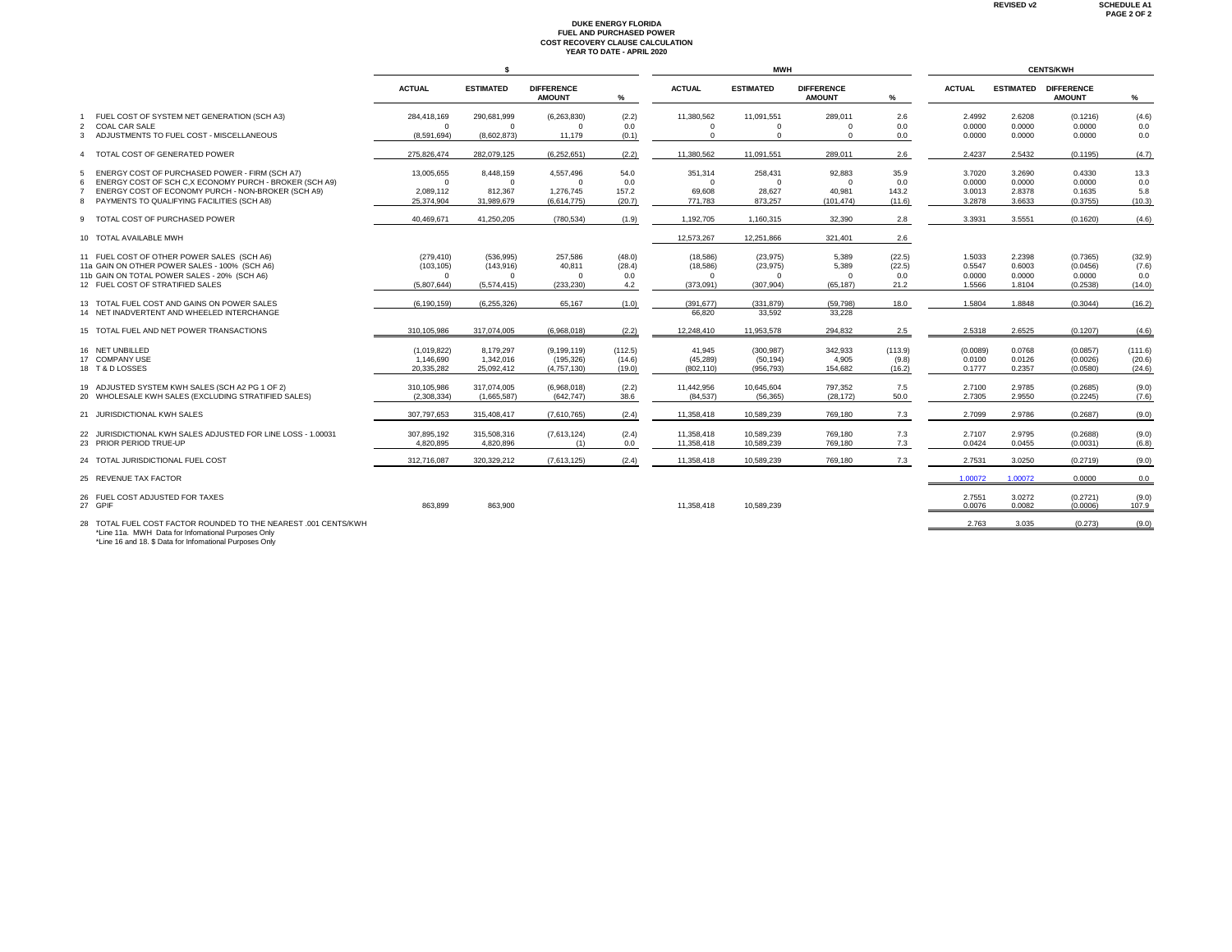REVISED v2 SCHEDULE A1 PAGE 2 OF 2

# DUKE ENERGY FLORIDA
## FUEL AND PURCHASED POWER
## COST RECOVERY CLAUSE CALCULATION
## YEAR TO DATE - APRIL 2020

| | | $ | | | | MWH | | | | CENTS/KWH | | | |
|---|---|---|---|---|---|---|---|---|---|---|---|---|---|
| | | ACTUAL | ESTIMATED | DIFFERENCE AMOUNT | % | ACTUAL | ESTIMATED | DIFFERENCE AMOUNT | % | ACTUAL | ESTIMATED | DIFFERENCE AMOUNT | % |
| 1 | FUEL COST OF SYSTEM NET GENERATION (SCH A3) | 284,418,169 | 290,681,999 | (6,263,830) | (2.2) | 11,380,562 | 11,091,551 | 289,011 | 2.6 | 2.4992 | 2.6208 | (0.1216) | (4.6) |
| 2 | COAL CAR SALE | 0 | 0 | 0 | 0.0 | 0 | 0 | 0 | 0.0 | 0.0000 | 0.0000 | 0.0000 | 0.0 |
| 3 | ADJUSTMENTS TO FUEL COST - MISCELLANEOUS | (8,591,694) | (8,602,873) | 11,179 | (0.1) | 0 | 0 | 0 | 0.0 | 0.0000 | 0.0000 | 0.0000 | 0.0 |
| 4 | TOTAL COST OF GENERATED POWER | 275,826,474 | 282,079,125 | (6,252,651) | (2.2) | 11,380,562 | 11,091,551 | 289,011 | 2.6 | 2.4237 | 2.5432 | (0.1195) | (4.7) |
| 5 | ENERGY COST OF PURCHASED POWER - FIRM (SCH A7) | 13,005,655 | 8,448,159 | 4,557,496 | 54.0 | 351,314 | 258,431 | 92,883 | 35.9 | 3.7020 | 3.2690 | 0.4330 | 13.3 |
| 6 | ENERGY COST OF SCH C,X ECONOMY PURCH - BROKER (SCH A9) | 0 | 0 | 0 | 0.0 | 0 | 0 | 0 | 0.0 | 0.0000 | 0.0000 | 0.0000 | 0.0 |
| 7 | ENERGY COST OF ECONOMY PURCH - NON-BROKER (SCH A9) | 2,089,112 | 812,367 | 1,276,745 | 157.2 | 69,608 | 28,627 | 40,981 | 143.2 | 3.0013 | 2.8378 | 0.1635 | 5.8 |
| 8 | PAYMENTS TO QUALIFYING FACILITIES (SCH A8) | 25,374,904 | 31,989,679 | (6,614,775) | (20.7) | 771,783 | 873,257 | (101,474) | (11.6) | 3.2878 | 3.6633 | (0.3755) | (10.3) |
| 9 | TOTAL COST OF PURCHASED POWER | 40,469,671 | 41,250,205 | (780,534) | (1.9) | 1,192,705 | 1,160,315 | 32,390 | 2.8 | 3.3931 | 3.5551 | (0.1620) | (4.6) |
| 10 | TOTAL AVAILABLE MWH | | | | | 12,573,267 | 12,251,866 | 321,401 | 2.6 | | | | |
| 11 | FUEL COST OF OTHER POWER SALES (SCH A6) | (279,410) | (536,995) | 257,586 | (48.0) | (18,586) | (23,975) | 5,389 | (22.5) | 1.5033 | 2.2398 | (0.7365) | (32.9) |
| 11a | GAIN ON OTHER POWER SALES - 100% (SCH A6) | (103,105) | (143,916) | 40,811 | (28.4) | (18,586) | (23,975) | 5,389 | (22.5) | 0.5547 | 0.6003 | (0.0456) | (7.6) |
| 11b | GAIN ON TOTAL POWER SALES - 20% (SCH A6) | 0 | 0 | 0 | 0.0 | 0 | 0 | 0 | 0.0 | 0.0000 | 0.0000 | 0.0000 | 0.0 |
| 12 | FUEL COST OF STRATIFIED SALES | (5,807,644) | (5,574,415) | (233,230) | 4.2 | (373,091) | (307,904) | (65,187) | 21.2 | 1.5566 | 1.8104 | (0.2538) | (14.0) |
| 13 | TOTAL FUEL COST AND GAINS ON POWER SALES | (6,190,159) | (6,255,326) | 65,167 | (1.0) | (391,677) | (331,879) | (59,798) | 18.0 | 1.5804 | 1.8848 | (0.3044) | (16.2) |
| 14 | NET INADVERTENT AND WHEELED INTERCHANGE | | | | | 66,820 | 33,592 | 33,228 | | | | | |
| 15 | TOTAL FUEL AND NET POWER TRANSACTIONS | 310,105,986 | 317,074,005 | (6,968,018) | (2.2) | 12,248,410 | 11,953,578 | 294,832 | 2.5 | 2.5318 | 2.6525 | (0.1207) | (4.6) |
| 16 | NET UNBILLED | (1,019,822) | 8,179,297 | (9,199,119) | (112.5) | 41,945 | (300,987) | 342,933 | (113.9) | (0.0089) | 0.0768 | (0.0857) | (111.6) |
| 17 | COMPANY USE | 1,146,690 | 1,342,016 | (195,326) | (14.6) | (45,289) | (50,194) | 4,905 | (9.8) | 0.0100 | 0.0126 | (0.0026) | (20.6) |
| 18 | T & D LOSSES | 20,335,282 | 25,092,412 | (4,757,130) | (19.0) | (802,110) | (956,793) | 154,682 | (16.2) | 0.1777 | 0.2357 | (0.0580) | (24.6) |
| 19 | ADJUSTED SYSTEM KWH SALES (SCH A2 PG 1 OF 2) | 310,105,986 | 317,074,005 | (6,968,018) | (2.2) | 11,442,956 | 10,645,604 | 797,352 | 7.5 | 2.7100 | 2.9785 | (0.2685) | (9.0) |
| 20 | WHOLESALE KWH SALES (EXCLUDING STRATIFIED SALES) | (2,308,334) | (1,665,587) | (642,747) | 38.6 | (84,537) | (56,365) | (28,172) | 50.0 | 2.7305 | 2.9550 | (0.2245) | (7.6) |
| 21 | JURISDICTIONAL KWH SALES | 307,797,653 | 315,408,417 | (7,610,765) | (2.4) | 11,358,418 | 10,589,239 | 769,180 | 7.3 | 2.7099 | 2.9786 | (0.2687) | (9.0) |
| 22 | JURISDICTIONAL KWH SALES ADJUSTED FOR LINE LOSS - 1.00031 | 307,895,192 | 315,508,316 | (7,613,124) | (2.4) | 11,358,418 | 10,589,239 | 769,180 | 7.3 | 2.7107 | 2.9795 | (0.2688) | (9.0) |
| 23 | PRIOR PERIOD TRUE-UP | 4,820,895 | 4,820,896 | (1) | 0.0 | 11,358,418 | 10,589,239 | 769,180 | 7.3 | 0.0424 | 0.0455 | (0.0031) | (6.8) |
| 24 | TOTAL JURISDICTIONAL FUEL COST | 312,716,087 | 320,329,212 | (7,613,125) | (2.4) | 11,358,418 | 10,589,239 | 769,180 | 7.3 | 2.7531 | 3.0250 | (0.2719) | (9.0) |
| 25 | REVENUE TAX FACTOR | | | | | | | | | 1.00072 | 1.00072 | 0.0000 | 0.0 |
| 26 | FUEL COST ADJUSTED FOR TAXES | | | | | | | | | 2.7551 | 3.0272 | (0.2721) | (9.0) |
| 27 | GPIF | 863,899 | 863,900 | | | 11,358,418 | 10,589,239 | | | 0.0076 | 0.0082 | (0.0006) | 107.9 |
| 28 | TOTAL FUEL COST FACTOR ROUNDED TO THE NEAREST .001 CENTS/KWH | | | | | | | | | 2.763 | 3.035 | (0.273) | (9.0) |

*Line 11a. MWH Data for Infomational Purposes Only
*Line 16 and 18. $ Data for Infomational Purposes Only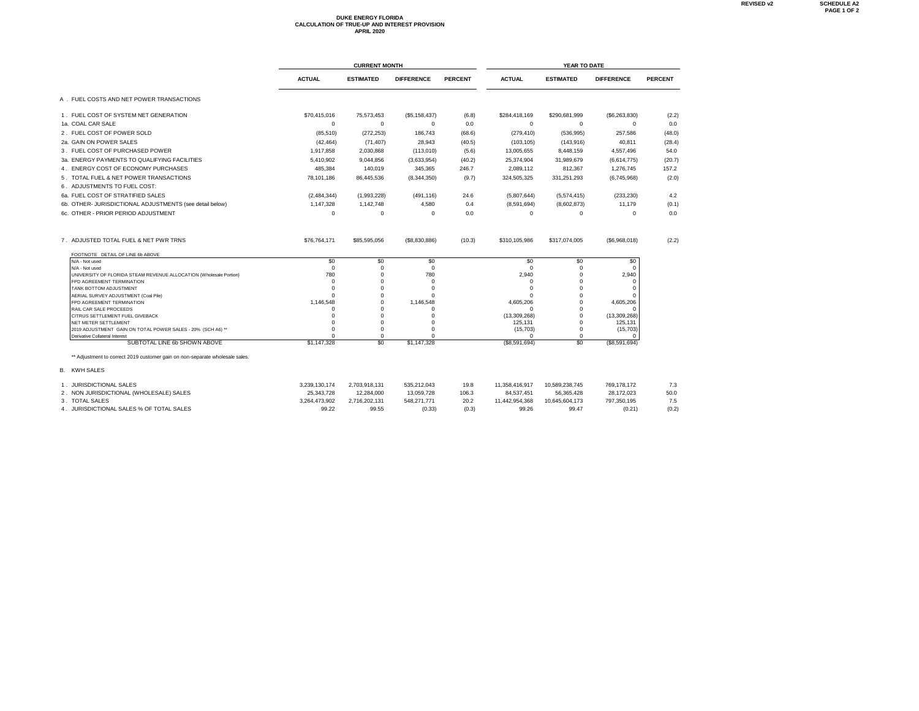REVISED v2 | SCHEDULE A2 | PAGE 1 OF 2

# DUKE ENERGY FLORIDA
## CALCULATION OF TRUE-UP AND INTEREST PROVISION
### APRIL 2020

| | CURRENT MONTH | | | | YEAR TO DATE | | | |
|---|---|---|---|---|---|---|---|---|
| | ACTUAL | ESTIMATED | DIFFERENCE | PERCENT | ACTUAL | ESTIMATED | DIFFERENCE | PERCENT |
| A . FUEL COSTS AND NET POWER TRANSACTIONS | | | | | | | | |
| 1 . FUEL COST OF SYSTEM NET GENERATION | $70,415,016 | 75,573,453 | ($5,158,437) | (6.8) | $284,418,169 | $290,681,999 | ($6,263,830) | (2.2) |
| 1a. COAL CAR SALE | 0 | 0 | 0 | 0.0 | 0 | 0 | 0 | 0.0 |
| 2 . FUEL COST OF POWER SOLD | (85,510) | (272,253) | 186,743 | (68.6) | (279,410) | (536,995) | 257,586 | (48.0) |
| 2a. GAIN ON POWER SALES | (42,464) | (71,407) | 28,943 | (40.5) | (103,105) | (143,916) | 40,811 | (28.4) |
| 3 . FUEL COST OF PURCHASED POWER | 1,917,858 | 2,030,868 | (113,010) | (5.6) | 13,005,655 | 8,448,159 | 4,557,496 | 54.0 |
| 3a. ENERGY PAYMENTS TO QUALIFYING FACILITIES | 5,410,902 | 9,044,856 | (3,633,954) | (40.2) | 25,374,904 | 31,989,679 | (6,614,775) | (20.7) |
| 4 . ENERGY COST OF ECONOMY PURCHASES | 485,384 | 140,019 | 345,365 | 246.7 | 2,089,112 | 812,367 | 1,276,745 | 157.2 |
| 5 . TOTAL FUEL & NET POWER TRANSACTIONS | 78,101,186 | 86,445,536 | (8,344,350) | (9.7) | 324,505,325 | 331,251,293 | (6,745,968) | (2.0) |
| 6 . ADJUSTMENTS TO FUEL COST: | | | | | | | | |
| 6a. FUEL COST OF STRATIFIED SALES | (2,484,344) | (1,993,228) | (491,116) | 24.6 | (5,807,644) | (5,574,415) | (233,230) | 4.2 |
| 6b. OTHER- JURISDICTIONAL ADJUSTMENTS (see detail below) | 1,147,328 | 1,142,748 | 4,580 | 0.4 | (8,591,694) | (8,602,873) | 11,179 | (0.1) |
| 6c. OTHER - PRIOR PERIOD ADJUSTMENT | 0 | 0 | 0 | 0.0 | 0 | 0 | 0 | 0.0 |
| 7 . ADJUSTED TOTAL FUEL & NET PWR TRNS | $76,764,171 | $85,595,056 | ($8,830,886) | (10.3) | $310,105,986 | $317,074,005 | ($6,968,018) | (2.2) |

FOOTNOTE DETAIL OF LINE 6b ABOVE

| | CM ACTUAL | CM ESTIMATED | CM DIFFERENCE | YTD ACTUAL | YTD ESTIMATED | YTD DIFFERENCE |
|---|---|---|---|---|---|---|
| N/A - Not used | $0 | $0 | $0 | $0 | $0 | $0 |
| N/A - Not used | 0 | 0 | 0 | 0 | 0 | 0 |
| UNIVERSITY OF FLORIDA STEAM REVENUE ALLOCATION (Wholesale Portion) | 780 | 0 | 780 | 2,940 | 0 | 2,940 |
| FPD AGREEMENT TERMINATION | 0 | 0 | 0 | 0 | 0 | 0 |
| TANK BOTTOM ADJUSTMENT | 0 | 0 | 0 | 0 | 0 | 0 |
| AERIAL SURVEY ADJUSTMENT (Coal Pile) | 0 | 0 | 0 | 0 | 0 | 0 |
| FPD AGREEMENT TERMINATION | 1,146,548 | 0 | 1,146,548 | 4,605,206 | 0 | 4,605,206 |
| RAIL CAR SALE PROCEEDS | 0 | 0 | 0 | 0 | 0 | 0 |
| CITRUS SETTLEMENT FUEL GIVEBACK | 0 | 0 | 0 | (13,309,268) | 0 | (13,309,268) |
| NET METER SETTLEMENT | 0 | 0 | 0 | 125,131 | 0 | 125,131 |
| 2019 ADJUSTMENT GAIN ON TOTAL POWER SALES - 20% (SCH A6) ** | 0 | 0 | 0 | (15,703) | 0 | (15,703) |
| Derivative Collateral Interest | 0 | 0 | 0 | 0 | 0 | 0 |
| SUBTOTAL LINE 6b SHOWN ABOVE | $1,147,328 | $0 | $1,147,328 | ($8,591,694) | $0 | ($8,591,694) |

** Adjustment to correct 2019 customer gain on non-separate wholesale sales.

| | CURRENT MONTH | | | | YEAR TO DATE | | | |
|---|---|---|---|---|---|---|---|---|
| | ACTUAL | ESTIMATED | DIFFERENCE | PERCENT | ACTUAL | ESTIMATED | DIFFERENCE | PERCENT |
| B. KWH SALES | | | | | | | | |
| 1 . JURISDICTIONAL SALES | 3,239,130,174 | 2,703,918,131 | 535,212,043 | 19.8 | 11,358,416,917 | 10,589,238,745 | 769,178,172 | 7.3 |
| 2 . NON JURISDICTIONAL (WHOLESALE) SALES | 25,343,728 | 12,284,000 | 13,059,728 | 106.3 | 84,537,451 | 56,365,428 | 28,172,023 | 50.0 |
| 3 . TOTAL SALES | 3,264,473,902 | 2,716,202,131 | 548,271,771 | 20.2 | 11,442,954,368 | 10,645,604,173 | 797,350,195 | 7.5 |
| 4 . JURISDICTIONAL SALES % OF TOTAL SALES | 99.22 | 99.55 | (0.33) | (0.3) | 99.26 | 99.47 | (0.21) | (0.2) |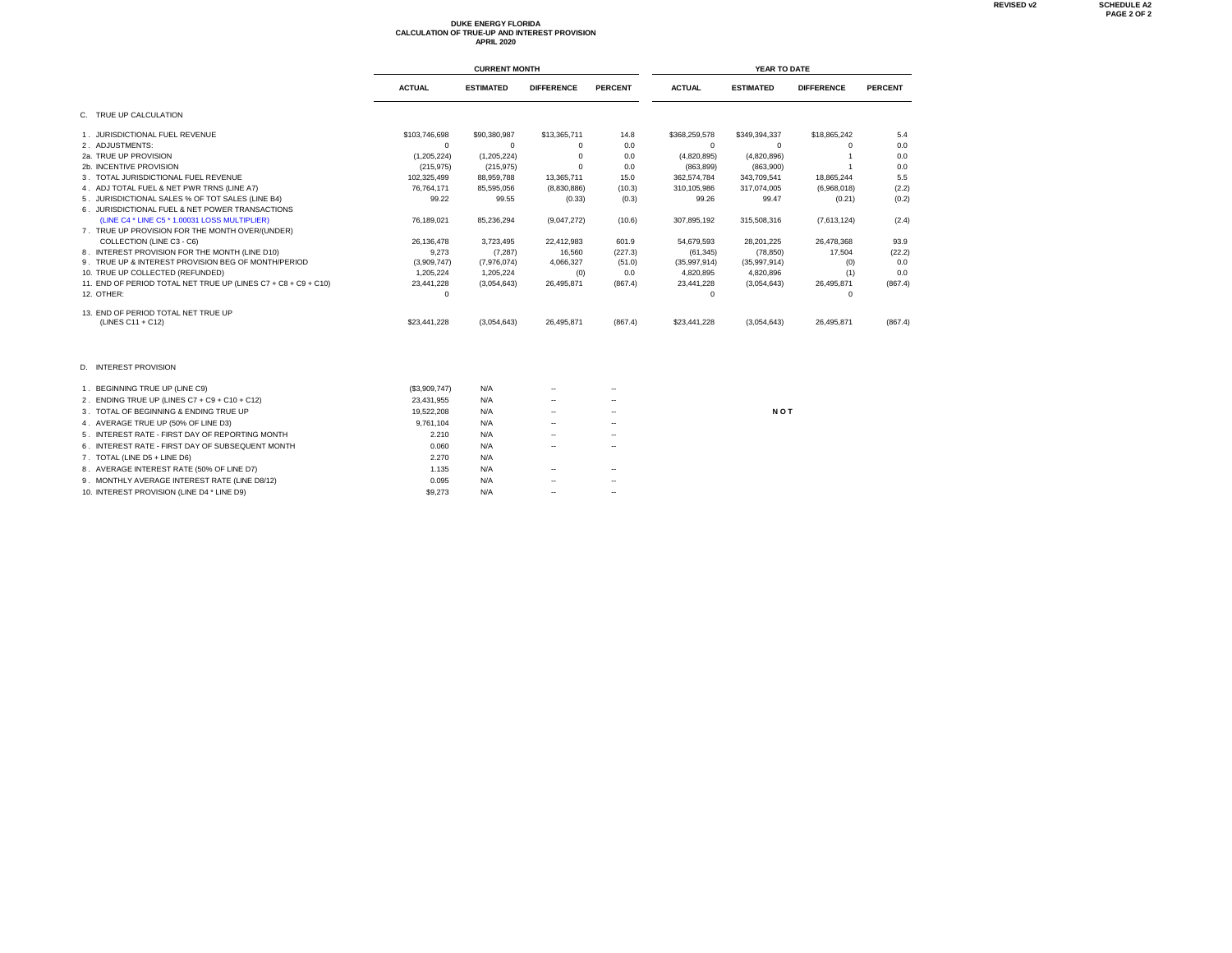REVISED v2

SCHEDULE A2

**DUKE ENERGY FLORIDA**
**CALCULATION OF TRUE-UP AND INTEREST PROVISION**
**APRIL 2020**

| | CURRENT MONTH | | | | YEAR TO DATE | | | |
|---|---|---|---|---|---|---|---|---|
| | ACTUAL | ESTIMATED | DIFFERENCE | PERCENT | ACTUAL | ESTIMATED | DIFFERENCE | PERCENT |
| C. TRUE UP CALCULATION | | | | | | | | |
| 1 . JURISDICTIONAL FUEL REVENUE | $103,746,698 | $90,380,987 | $13,365,711 | 14.8 | $368,259,578 | $349,394,337 | $18,865,242 | 5.4 |
| 2 . ADJUSTMENTS: | 0 | 0 | 0 | 0.0 | 0 | 0 | 0 | 0.0 |
| 2a. TRUE UP PROVISION | (1,205,224) | (1,205,224) | 0 | 0.0 | (4,820,895) | (4,820,896) | 1 | 0.0 |
| 2b. INCENTIVE PROVISION | (215,975) | (215,975) | 0 | 0.0 | (863,899) | (863,900) | 1 | 0.0 |
| 3 . TOTAL JURISDICTIONAL FUEL REVENUE | 102,325,499 | 88,959,788 | 13,365,711 | 15.0 | 362,574,784 | 343,709,541 | 18,865,244 | 5.5 |
| 4 . ADJ TOTAL FUEL & NET PWR TRNS (LINE A7) | 76,764,171 | 85,595,056 | (8,830,886) | (10.3) | 310,105,986 | 317,074,005 | (6,968,018) | (2.2) |
| 5 . JURISDICTIONAL SALES % OF TOT SALES (LINE B4) | 99.22 | 99.55 | (0.33) | (0.3) | 99.26 | 99.47 | (0.21) | (0.2) |
| 6 . JURISDICTIONAL FUEL & NET POWER TRANSACTIONS (LINE C4 * LINE C5 * 1.00031 LOSS MULTIPLIER) | 76,189,021 | 85,236,294 | (9,047,272) | (10.6) | 307,895,192 | 315,508,316 | (7,613,124) | (2.4) |
| 7 . TRUE UP PROVISION FOR THE MONTH OVER/(UNDER) COLLECTION (LINE C3 - C6) | 26,136,478 | 3,723,495 | 22,412,983 | 601.9 | 54,679,593 | 28,201,225 | 26,478,368 | 93.9 |
| 8 . INTEREST PROVISION FOR THE MONTH (LINE D10) | 9,273 | (7,287) | 16,560 | (227.3) | (61,345) | (78,850) | 17,504 | (22.2) |
| 9 . TRUE UP & INTEREST PROVISION BEG OF MONTH/PERIOD | (3,909,747) | (7,976,074) | 4,066,327 | (51.0) | (35,997,914) | (35,997,914) | (0) | 0.0 |
| 10. TRUE UP COLLECTED (REFUNDED) | 1,205,224 | 1,205,224 | (0) | 0.0 | 4,820,895 | 4,820,896 | (1) | 0.0 |
| 11. END OF PERIOD TOTAL NET TRUE UP (LINES C7 + C8 + C9 + C10) | 23,441,228 | (3,054,643) | 26,495,871 | (867.4) | 23,441,228 | (3,054,643) | 26,495,871 | (867.4) |
| 12. OTHER: | 0 | | | | 0 | | 0 | |
| 13. END OF PERIOD TOTAL NET TRUE UP (LINES C11 + C12) | $23,441,228 | (3,054,643) | 26,495,871 | (867.4) | $23,441,228 | (3,054,643) | 26,495,871 | (867.4) |

| | ACTUAL | ESTIMATED | DIFFERENCE | PERCENT |
|---|---|---|---|---|
| D. INTEREST PROVISION | | | | |
| 1 . BEGINNING TRUE UP (LINE C9) | ($3,909,747) | N/A | -- | -- |
| 2 . ENDING TRUE UP (LINES C7 + C9 + C10 + C12) | 23,431,955 | N/A | -- | -- |
| 3 . TOTAL OF BEGINNING & ENDING TRUE UP | 19,522,208 | N/A | -- | -- |
| 4 . AVERAGE TRUE UP (50% OF LINE D3) | 9,761,104 | N/A | -- | -- |
| 5 . INTEREST RATE - FIRST DAY OF REPORTING MONTH | 2.210 | N/A | -- | -- |
| 6 . INTEREST RATE - FIRST DAY OF SUBSEQUENT MONTH | 0.060 | N/A | -- | -- |
| 7 . TOTAL (LINE D5 + LINE D6) | 2.270 | N/A | | |
| 8 . AVERAGE INTEREST RATE (50% OF LINE D7) | 1.135 | N/A | -- | -- |
| 9 . MONTHLY AVERAGE INTEREST RATE (LINE D8/12) | 0.095 | N/A | -- | -- |
| 10. INTEREST PROVISION (LINE D4 * LINE D9) | $9,273 | N/A | -- | -- |

**NOT**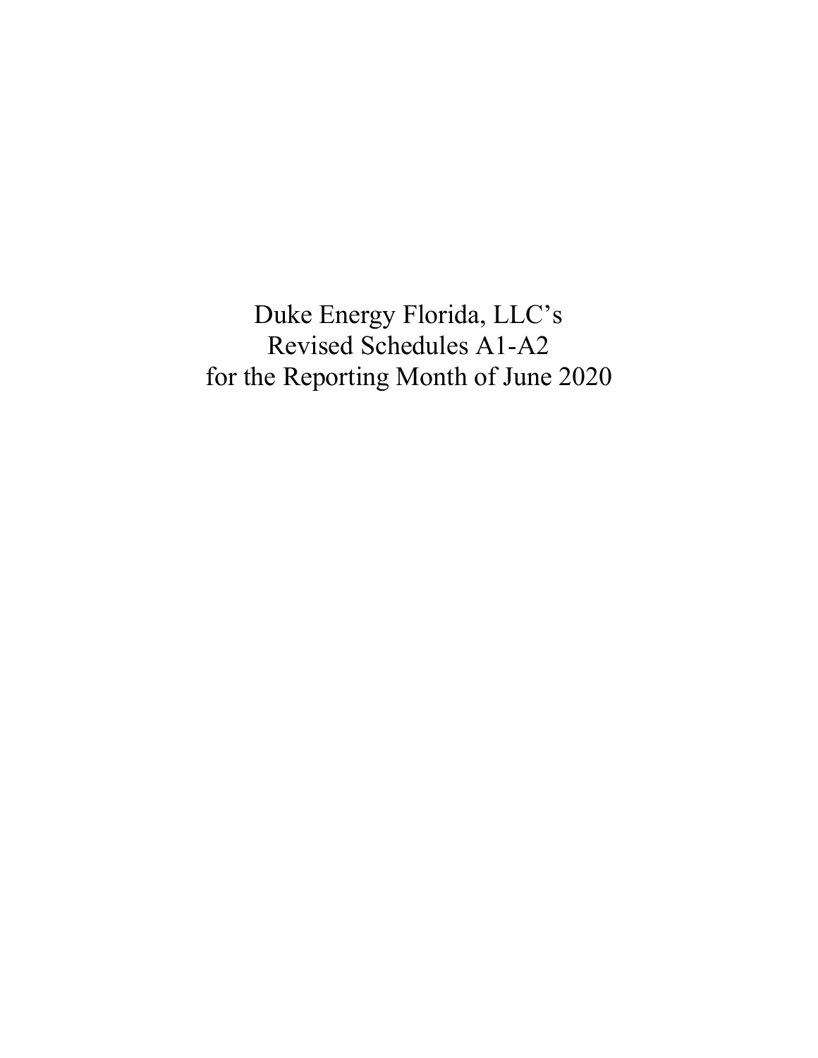Duke Energy Florida, LLC's
Revised Schedules A1-A2
for the Reporting Month of June 2020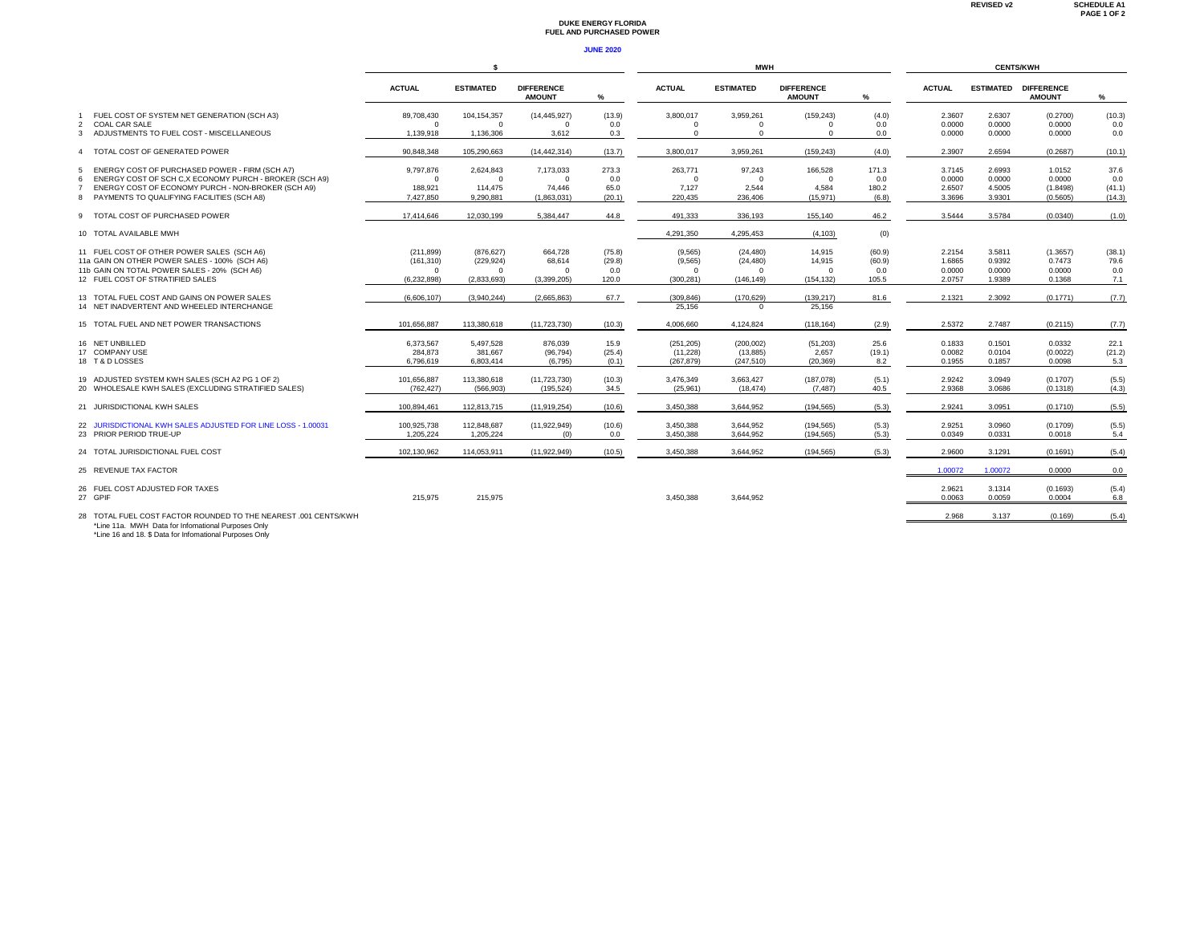REVISED v2

SCHEDULE A1

# DUKE ENERGY FLORIDA
## FUEL AND PURCHASED POWER

**JUNE 2020**

| | $ ACTUAL | $ ESTIMATED | $ DIFFERENCE AMOUNT | $ % | MWH ACTUAL | MWH ESTIMATED | MWH DIFFERENCE AMOUNT | MWH % | CENTS/KWH ACTUAL | CENTS/KWH ESTIMATED | CENTS/KWH DIFFERENCE AMOUNT | CENTS/KWH % |
|---|---|---|---|---|---|---|---|---|---|---|---|---|
| 1 FUEL COST OF SYSTEM NET GENERATION (SCH A3) | 89,708,430 | 104,154,357 | (14,445,927) | (13.9) | 3,800,017 | 3,959,261 | (159,243) | (4.0) | 2.3607 | 2.6307 | (0.2700) | (10.3) |
| 2 COAL CAR SALE | 0 | 0 | 0 | 0.0 | 0 | 0 | 0 | 0.0 | 0.0000 | 0.0000 | 0.0000 | 0.0 |
| 3 ADJUSTMENTS TO FUEL COST - MISCELLANEOUS | 1,139,918 | 1,136,306 | 3,612 | 0.3 | 0 | 0 | 0 | 0.0 | 0.0000 | 0.0000 | 0.0000 | 0.0 |
| 4 TOTAL COST OF GENERATED POWER | 90,848,348 | 105,290,663 | (14,442,314) | (13.7) | 3,800,017 | 3,959,261 | (159,243) | (4.0) | 2.3907 | 2.6594 | (0.2687) | (10.1) |
| 5 ENERGY COST OF PURCHASED POWER - FIRM (SCH A7) | 9,797,876 | 2,624,843 | 7,173,033 | 273.3 | 263,771 | 97,243 | 166,528 | 171.3 | 3.7145 | 2.6993 | 1.0152 | 37.6 |
| 6 ENERGY COST OF SCH C,X ECONOMY PURCH - BROKER (SCH A9) | 0 | 0 | 0 | 0.0 | 0 | 0 | 0 | 0.0 | 0.0000 | 0.0000 | 0.0000 | 0.0 |
| 7 ENERGY COST OF ECONOMY PURCH - NON-BROKER (SCH A9) | 188,921 | 114,475 | 74,446 | 65.0 | 7,127 | 2,544 | 4,584 | 180.2 | 2.6507 | 4.5005 | (1.8498) | (41.1) |
| 8 PAYMENTS TO QUALIFYING FACILITIES (SCH A8) | 7,427,850 | 9,290,881 | (1,863,031) | (20.1) | 220,435 | 236,406 | (15,971) | (6.8) | 3.3696 | 3.9301 | (0.5605) | (14.3) |
| 9 TOTAL COST OF PURCHASED POWER | 17,414,646 | 12,030,199 | 5,384,447 | 44.8 | 491,333 | 336,193 | 155,140 | 46.2 | 3.5444 | 3.5784 | (0.0340) | (1.0) |
| 10 TOTAL AVAILABLE MWH | | | | | 4,291,350 | 4,295,453 | (4,103) | (0) | | | | |
| 11 FUEL COST OF OTHER POWER SALES (SCH A6) | (211,899) | (876,627) | 664,728 | (75.8) | (9,565) | (24,480) | 14,915 | (60.9) | 2.2154 | 3.5811 | (1.3657) | (38.1) |
| 11a GAIN ON OTHER POWER SALES - 100% (SCH A6) | (161,310) | (229,924) | 68,614 | (29.8) | (9,565) | (24,480) | 14,915 | (60.9) | 1.6865 | 0.9392 | 0.7473 | 79.6 |
| 11b GAIN ON TOTAL POWER SALES - 20% (SCH A6) | 0 | 0 | 0 | 0.0 | 0 | 0 | 0 | 0.0 | 0.0000 | 0.0000 | 0.0000 | 0.0 |
| 12 FUEL COST OF STRATIFIED SALES | (6,232,898) | (2,833,693) | (3,399,205) | 120.0 | (300,281) | (146,149) | (154,132) | 105.5 | 2.0757 | 1.9389 | 0.1368 | 7.1 |
| 13 TOTAL FUEL COST AND GAINS ON POWER SALES | (6,606,107) | (3,940,244) | (2,665,863) | 67.7 | (309,846) | (170,629) | (139,217) | 81.6 | 2.1321 | 2.3092 | (0.1771) | (7.7) |
| 14 NET INADVERTENT AND WHEELED INTERCHANGE | | | | | 25,156 | 0 | 25,156 | | | | | |
| 15 TOTAL FUEL AND NET POWER TRANSACTIONS | 101,656,887 | 113,380,618 | (11,723,730) | (10.3) | 4,006,660 | 4,124,824 | (118,164) | (2.9) | 2.5372 | 2.7487 | (0.2115) | (7.7) |
| 16 NET UNBILLED | 6,373,567 | 5,497,528 | 876,039 | 15.9 | (251,205) | (200,002) | (51,203) | 25.6 | 0.1833 | 0.1501 | 0.0332 | 22.1 |
| 17 COMPANY USE | 284,873 | 381,667 | (96,794) | (25.4) | (11,228) | (13,885) | 2,657 | (19.1) | 0.0082 | 0.0104 | (0.0022) | (21.2) |
| 18 T & D LOSSES | 6,796,619 | 6,803,414 | (6,795) | (0.1) | (267,879) | (247,510) | (20,369) | 8.2 | 0.1955 | 0.1857 | 0.0098 | 5.3 |
| 19 ADJUSTED SYSTEM KWH SALES (SCH A2 PG 1 OF 2) | 101,656,887 | 113,380,618 | (11,723,730) | (10.3) | 3,476,349 | 3,663,427 | (187,078) | (5.1) | 2.9242 | 3.0949 | (0.1707) | (5.5) |
| 20 WHOLESALE KWH SALES (EXCLUDING STRATIFIED SALES) | (762,427) | (566,903) | (195,524) | 34.5 | (25,961) | (18,474) | (7,487) | 40.5 | 2.9368 | 3.0686 | (0.1318) | (4.3) |
| 21 JURISDICTIONAL KWH SALES | 100,894,461 | 112,813,715 | (11,919,254) | (10.6) | 3,450,388 | 3,644,952 | (194,565) | (5.3) | 2.9241 | 3.0951 | (0.1710) | (5.5) |
| 22 JURISDICTIONAL KWH SALES ADJUSTED FOR LINE LOSS - 1.00031 | 100,925,738 | 112,848,687 | (11,922,949) | (10.6) | 3,450,388 | 3,644,952 | (194,565) | (5.3) | 2.9251 | 3.0960 | (0.1709) | (5.5) |
| 23 PRIOR PERIOD TRUE-UP | 1,205,224 | 1,205,224 | (0) | 0.0 | 3,450,388 | 3,644,952 | (194,565) | (5.3) | 0.0349 | 0.0331 | 0.0018 | 5.4 |
| 24 TOTAL JURISDICTIONAL FUEL COST | 102,130,962 | 114,053,911 | (11,922,949) | (10.5) | 3,450,388 | 3,644,952 | (194,565) | (5.3) | 2.9600 | 3.1291 | (0.1691) | (5.4) |
| 25 REVENUE TAX FACTOR | | | | | | | | | 1.00072 | 1.00072 | 0.0000 | 0.0 |
| 26 FUEL COST ADJUSTED FOR TAXES | | | | | | | | | 2.9621 | 3.1314 | (0.1693) | (5.4) |
| 27 GPIF | 215,975 | 215,975 | | | 3,450,388 | 3,644,952 | | | 0.0063 | 0.0059 | 0.0004 | 6.8 |
| 28 TOTAL FUEL COST FACTOR ROUNDED TO THE NEAREST .001 CENTS/KWH | | | | | | | | | 2.968 | 3.137 | (0.169) | (5.4) |

*Line 11a. MWH Data for Infomational Purposes Only

*Line 16 and 18. $ Data for Infomational Purposes Only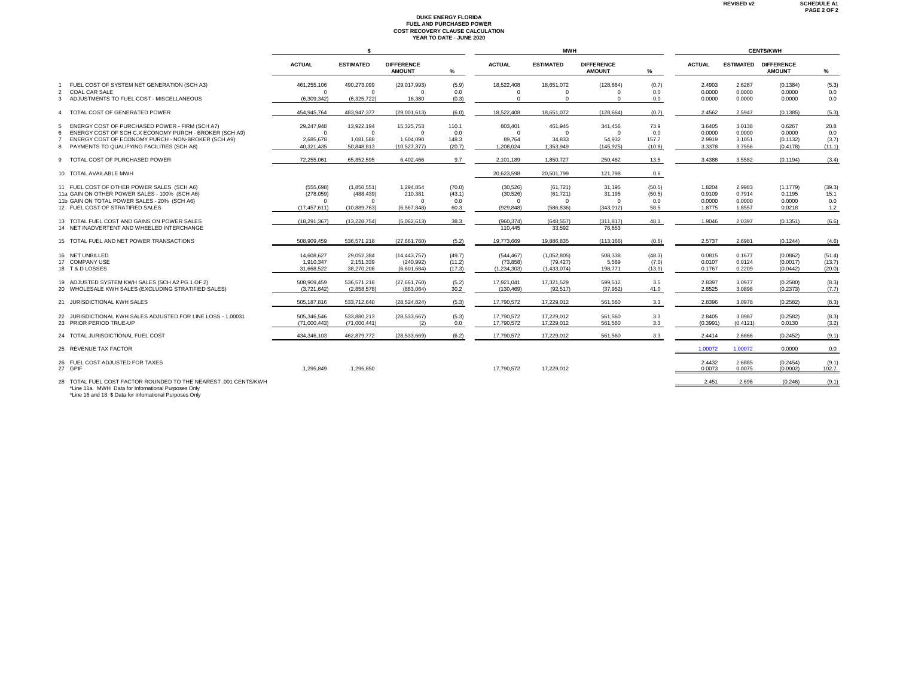REVISED v2

SCHEDULE A1
PAGE 2 OF 2

# DUKE ENERGY FLORIDA
## FUEL AND PURCHASED POWER
## COST RECOVERY CLAUSE CALCULATION
## YEAR TO DATE - JUNE 2020

| | $ | | | | MWH | | | | CENTS/KWH | | | |
|---|---|---|---|---|---|---|---|---|---|---|---|---|
| | ACTUAL | ESTIMATED | DIFFERENCE AMOUNT | % | ACTUAL | ESTIMATED | DIFFERENCE AMOUNT | % | ACTUAL | ESTIMATED | DIFFERENCE AMOUNT | % |
| 1 FUEL COST OF SYSTEM NET GENERATION (SCH A3) | 461,255,106 | 490,273,099 | (29,017,993) | (5.9) | 18,522,408 | 18,651,072 | (128,664) | (0.7) | 2.4903 | 2.6287 | (0.1384) | (5.3) |
| 2 COAL CAR SALE | 0 | 0 | 0 | 0.0 | 0 | 0 | 0 | 0.0 | 0.0000 | 0.0000 | 0.0000 | 0.0 |
| 3 ADJUSTMENTS TO FUEL COST - MISCELLANEOUS | (6,309,342) | (6,325,722) | 16,380 | (0.3) | 0 | 0 | 0 | 0.0 | 0.0000 | 0.0000 | 0.0000 | 0.0 |
| 4 TOTAL COST OF GENERATED POWER | 454,945,764 | 483,947,377 | (29,001,613) | (6.0) | 18,522,408 | 18,651,072 | (128,664) | (0.7) | 2.4562 | 2.5947 | (0.1385) | (5.3) |
| 5 ENERGY COST OF PURCHASED POWER - FIRM (SCH A7) | 29,247,948 | 13,922,194 | 15,325,753 | 110.1 | 803,401 | 461,945 | 341,456 | 73.9 | 3.6405 | 3.0138 | 0.6267 | 20.8 |
| 6 ENERGY COST OF SCH C,X ECONOMY PURCH - BROKER (SCH A9) | 0 | 0 | 0 | 0.0 | 0 | 0 | 0 | 0.0 | 0.0000 | 0.0000 | 0.0000 | 0.0 |
| 7 ENERGY COST OF ECONOMY PURCH - NON-BROKER (SCH A9) | 2,685,678 | 1,081,588 | 1,604,090 | 148.3 | 89,764 | 34,833 | 54,932 | 157.7 | 2.9919 | 3.1051 | (0.1132) | (3.7) |
| 8 PAYMENTS TO QUALIFYING FACILITIES (SCH A8) | 40,321,435 | 50,848,813 | (10,527,377) | (20.7) | 1,208,024 | 1,353,949 | (145,925) | (10.8) | 3.3378 | 3.7556 | (0.4178) | (11.1) |
| 9 TOTAL COST OF PURCHASED POWER | 72,255,061 | 65,852,595 | 6,402,466 | 9.7 | 2,101,189 | 1,850,727 | 250,462 | 13.5 | 3.4388 | 3.5582 | (0.1194) | (3.4) |
| 10 TOTAL AVAILABLE MWH | | | | | 20,623,598 | 20,501,799 | 121,798 | 0.6 | | | | |
| 11 FUEL COST OF OTHER POWER SALES (SCH A6) | (555,698) | (1,850,551) | 1,294,854 | (70.0) | (30,526) | (61,721) | 31,195 | (50.5) | 1.8204 | 2.9983 | (1.1779) | (39.3) |
| 11a GAIN ON OTHER POWER SALES - 100% (SCH A6) | (278,059) | (488,439) | 210,381 | (43.1) | (30,526) | (61,721) | 31,195 | (50.5) | 0.9109 | 0.7914 | 0.1195 | 15.1 |
| 11b GAIN ON TOTAL POWER SALES - 20% (SCH A6) | 0 | 0 | 0 | 0.0 | 0 | 0 | 0 | 0.0 | 0.0000 | 0.0000 | 0.0000 | 0.0 |
| 12 FUEL COST OF STRATIFIED SALES | (17,457,611) | (10,889,763) | (6,567,848) | 60.3 | (929,848) | (586,836) | (343,012) | 58.5 | 1.8775 | 1.8557 | 0.0218 | 1.2 |
| 13 TOTAL FUEL COST AND GAINS ON POWER SALES | (18,291,367) | (13,228,754) | (5,062,613) | 38.3 | (960,374) | (648,557) | (311,817) | 48.1 | 1.9046 | 2.0397 | (0.1351) | (6.6) |
| 14 NET INADVERTENT AND WHEELED INTERCHANGE | | | | | 110,445 | 33,592 | 76,853 | | | | | |
| 15 TOTAL FUEL AND NET POWER TRANSACTIONS | 508,909,459 | 536,571,218 | (27,661,760) | (5.2) | 19,773,669 | 19,886,835 | (113,166) | (0.6) | 2.5737 | 2.6981 | (0.1244) | (4.6) |
| 16 NET UNBILLED | 14,608,627 | 29,052,384 | (14,443,757) | (49.7) | (544,467) | (1,052,805) | 508,338 | (48.3) | 0.0815 | 0.1677 | (0.0862) | (51.4) |
| 17 COMPANY USE | 1,910,347 | 2,151,339 | (240,992) | (11.2) | (73,858) | (79,427) | 5,569 | (7.0) | 0.0107 | 0.0124 | (0.0017) | (13.7) |
| 18 T & D LOSSES | 31,668,522 | 38,270,206 | (6,601,684) | (17.3) | (1,234,303) | (1,433,074) | 198,771 | (13.9) | 0.1767 | 0.2209 | (0.0442) | (20.0) |
| 19 ADJUSTED SYSTEM KWH SALES (SCH A2 PG 1 OF 2) | 508,909,459 | 536,571,218 | (27,661,760) | (5.2) | 17,921,041 | 17,321,529 | 599,512 | 3.5 | 2.8397 | 3.0977 | (0.2580) | (8.3) |
| 20 WHOLESALE KWH SALES (EXCLUDING STRATIFIED SALES) | (3,721,642) | (2,858,578) | (863,064) | 30.2 | (130,469) | (92,517) | (37,952) | 41.0 | 2.8525 | 3.0898 | (0.2373) | (7.7) |
| 21 JURISDICTIONAL KWH SALES | 505,187,816 | 533,712,640 | (28,524,824) | (5.3) | 17,790,572 | 17,229,012 | 561,560 | 3.3 | 2.8396 | 3.0978 | (0.2582) | (8.3) |
| 22 JURISDICTIONAL KWH SALES ADJUSTED FOR LINE LOSS - 1.00031 | 505,346,546 | 533,880,213 | (28,533,667) | (5.3) | 17,790,572 | 17,229,012 | 561,560 | 3.3 | 2.8405 | 3.0987 | (0.2582) | (8.3) |
| 23 PRIOR PERIOD TRUE-UP | (71,000,443) | (71,000,441) | (2) | 0.0 | 17,790,572 | 17,229,012 | 561,560 | 3.3 | (0.3991) | (0.4121) | 0.0130 | (3.2) |
| 24 TOTAL JURISDICTIONAL FUEL COST | 434,346,103 | 462,879,772 | (28,533,669) | (6.2) | 17,790,572 | 17,229,012 | 561,560 | 3.3 | 2.4414 | 2.6866 | (0.2452) | (9.1) |
| 25 REVENUE TAX FACTOR | | | | | | | | | 1.00072 | 1.00072 | 0.0000 | 0.0 |
| 26 FUEL COST ADJUSTED FOR TAXES | | | | | | | | | 2.4432 | 2.6885 | (0.2454) | (9.1) |
| 27 GPIF | 1,295,849 | 1,295,850 | | | 17,790,572 | 17,229,012 | | | 0.0073 | 0.0075 | (0.0002) | 102.7 |
| 28 TOTAL FUEL COST FACTOR ROUNDED TO THE NEAREST .001 CENTS/KWH | | | | | | | | | 2.451 | 2.696 | (0.246) | (9.1) |

*Line 11a. MWH Data for Infomational Purposes Only
*Line 16 and 18. $ Data for Infomational Purposes Only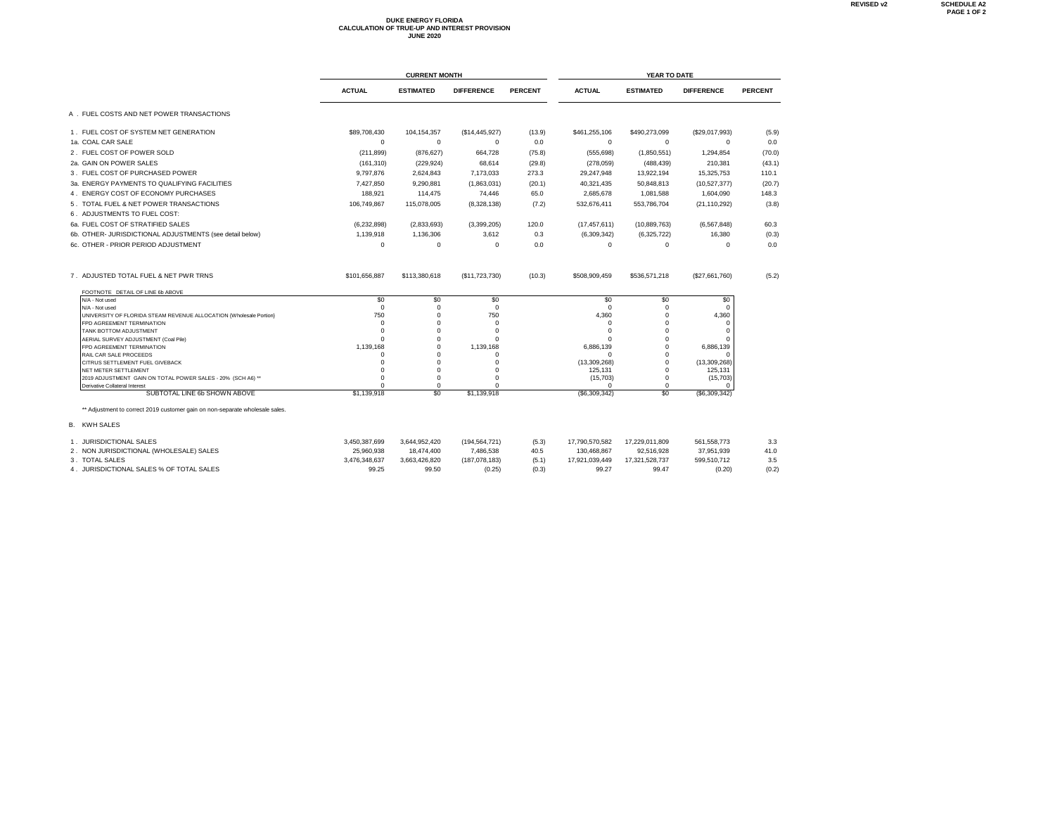REVISED v2

SCHEDULE A2

**DUKE ENERGY FLORIDA**
**CALCULATION OF TRUE-UP AND INTEREST PROVISION**
**JUNE 2020**

| | CURRENT MONTH | | | | YEAR TO DATE | | | |
|---|---|---|---|---|---|---|---|---|
| | ACTUAL | ESTIMATED | DIFFERENCE | PERCENT | ACTUAL | ESTIMATED | DIFFERENCE | PERCENT |
| A . FUEL COSTS AND NET POWER TRANSACTIONS | | | | | | | | |
| 1 . FUEL COST OF SYSTEM NET GENERATION | $89,708,430 | 104,154,357 | ($14,445,927) | (13.9) | $461,255,106 | $490,273,099 | ($29,017,993) | (5.9) |
| 1a. COAL CAR SALE | 0 | 0 | 0 | 0.0 | 0 | 0 | 0 | 0.0 |
| 2 . FUEL COST OF POWER SOLD | (211,899) | (876,627) | 664,728 | (75.8) | (555,698) | (1,850,551) | 1,294,854 | (70.0) |
| 2a. GAIN ON POWER SALES | (161,310) | (229,924) | 68,614 | (29.8) | (278,059) | (488,439) | 210,381 | (43.1) |
| 3 . FUEL COST OF PURCHASED POWER | 9,797,876 | 2,624,843 | 7,173,033 | 273.3 | 29,247,948 | 13,922,194 | 15,325,753 | 110.1 |
| 3a. ENERGY PAYMENTS TO QUALIFYING FACILITIES | 7,427,850 | 9,290,881 | (1,863,031) | (20.1) | 40,321,435 | 50,848,813 | (10,527,377) | (20.7) |
| 4 . ENERGY COST OF ECONOMY PURCHASES | 188,921 | 114,475 | 74,446 | 65.0 | 2,685,678 | 1,081,588 | 1,604,090 | 148.3 |
| 5 . TOTAL FUEL & NET POWER TRANSACTIONS | 106,749,867 | 115,078,005 | (8,328,138) | (7.2) | 532,676,411 | 553,786,704 | (21,110,292) | (3.8) |
| 6 . ADJUSTMENTS TO FUEL COST: | | | | | | | | |
| 6a. FUEL COST OF STRATIFIED SALES | (6,232,898) | (2,833,693) | (3,399,205) | 120.0 | (17,457,611) | (10,889,763) | (6,567,848) | 60.3 |
| 6b. OTHER- JURISDICTIONAL ADJUSTMENTS (see detail below) | 1,139,918 | 1,136,306 | 3,612 | 0.3 | (6,309,342) | (6,325,722) | 16,380 | (0.3) |
| 6c. OTHER - PRIOR PERIOD ADJUSTMENT | 0 | 0 | 0 | 0.0 | 0 | 0 | 0 | 0.0 |
| 7 . ADJUSTED TOTAL FUEL & NET PWR TRNS | $101,656,887 | $113,380,618 | ($11,723,730) | (10.3) | $508,909,459 | $536,571,218 | ($27,661,760) | (5.2) |

FOOTNOTE DETAIL OF LINE 6b ABOVE

| | ACTUAL | ESTIMATED | DIFFERENCE | ACTUAL | ESTIMATED | DIFFERENCE |
|---|---|---|---|---|---|---|
| N/A - Not used | $0 | $0 | $0 | $0 | $0 | $0 |
| N/A - Not used | 0 | 0 | 0 | 0 | 0 | 0 |
| UNIVERSITY OF FLORIDA STEAM REVENUE ALLOCATION (Wholesale Portion) | 750 | 0 | 750 | 4,360 | 0 | 4,360 |
| FPD AGREEMENT TERMINATION | 0 | 0 | 0 | 0 | 0 | 0 |
| TANK BOTTOM ADJUSTMENT | 0 | 0 | 0 | 0 | 0 | 0 |
| AERIAL SURVEY ADJUSTMENT (Coal Pile) | 0 | 0 | 0 | 0 | 0 | 0 |
| FPD AGREEMENT TERMINATION | 1,139,168 | 0 | 1,139,168 | 6,886,139 | 0 | 6,886,139 |
| RAIL CAR SALE PROCEEDS | 0 | 0 | 0 | 0 | 0 | 0 |
| CITRUS SETTLEMENT FUEL GIVEBACK | 0 | 0 | 0 | (13,309,268) | 0 | (13,309,268) |
| NET METER SETTLEMENT | 0 | 0 | 0 | 125,131 | 0 | 125,131 |
| 2019 ADJUSTMENT GAIN ON TOTAL POWER SALES - 20% (SCH A6) ** | 0 | 0 | 0 | (15,703) | 0 | (15,703) |
| Derivative Collateral Interest | 0 | 0 | 0 | 0 | 0 | 0 |
| SUBTOTAL LINE 6b SHOWN ABOVE | $1,139,918 | $0 | $1,139,918 | ($6,309,342) | $0 | ($6,309,342) |

** Adjustment to correct 2019 customer gain on non-separate wholesale sales.

| | ACTUAL | ESTIMATED | DIFFERENCE | PERCENT | ACTUAL | ESTIMATED | DIFFERENCE | PERCENT |
|---|---|---|---|---|---|---|---|---|
| B. KWH SALES | | | | | | | | |
| 1 . JURISDICTIONAL SALES | 3,450,387,699 | 3,644,952,420 | (194,564,721) | (5.3) | 17,790,570,582 | 17,229,011,809 | 561,558,773 | 3.3 |
| 2 . NON JURISDICTIONAL (WHOLESALE) SALES | 25,960,938 | 18,474,400 | 7,486,538 | 40.5 | 130,468,867 | 92,516,928 | 37,951,939 | 41.0 |
| 3 . TOTAL SALES | 3,476,348,637 | 3,663,426,820 | (187,078,183) | (5.1) | 17,921,039,449 | 17,321,528,737 | 599,510,712 | 3.5 |
| 4 . JURISDICTIONAL SALES % OF TOTAL SALES | 99.25 | 99.50 | (0.25) | (0.3) | 99.27 | 99.47 | (0.20) | (0.2) |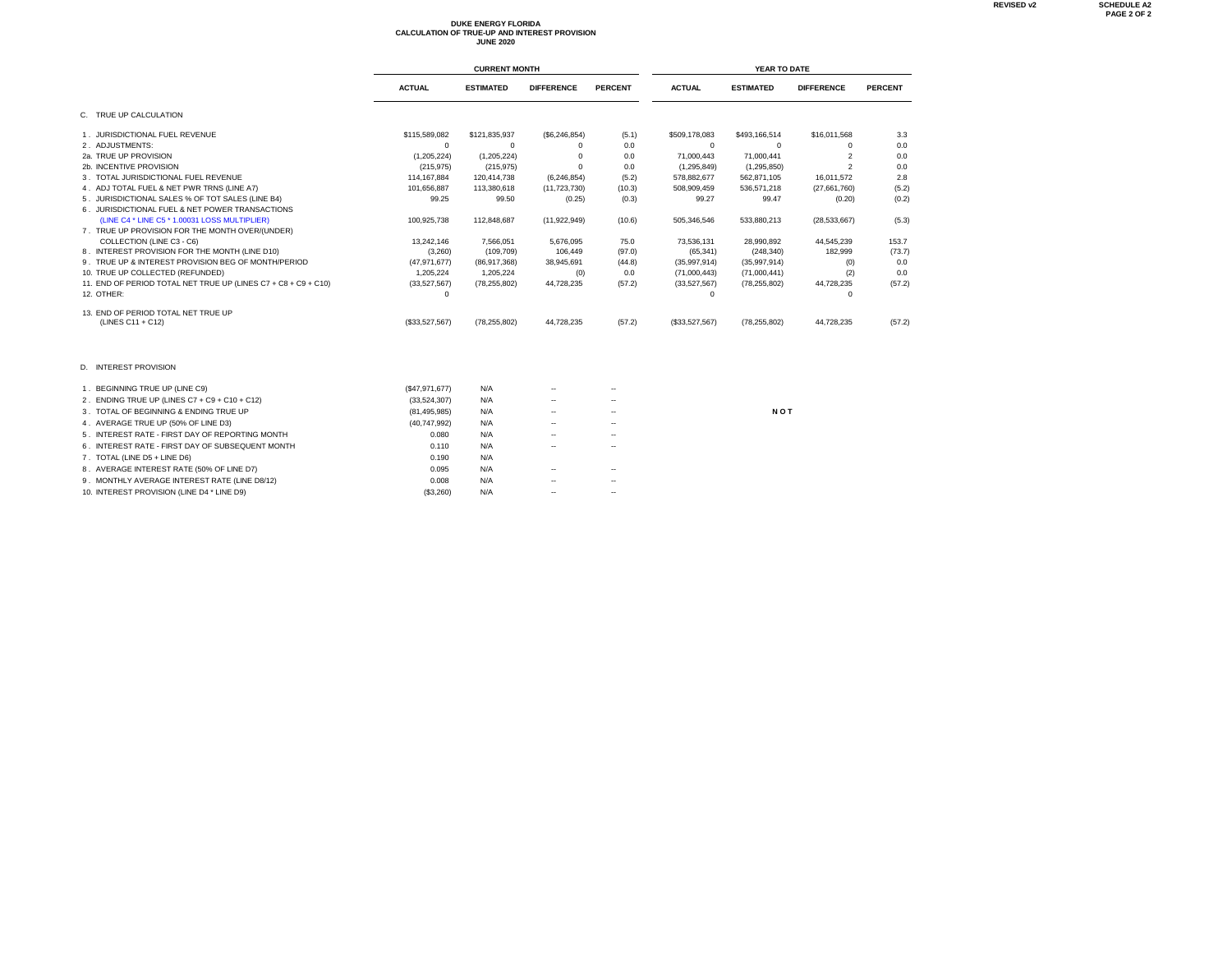REVISED v2

SCHEDULE A2

# DUKE ENERGY FLORIDA
## CALCULATION OF TRUE-UP AND INTEREST PROVISION
### JUNE 2020

| | CURRENT MONTH | | | | YEAR TO DATE | | | |
|---|---|---|---|---|---|---|---|---|
| | ACTUAL | ESTIMATED | DIFFERENCE | PERCENT | ACTUAL | ESTIMATED | DIFFERENCE | PERCENT |
| C. TRUE UP CALCULATION | | | | | | | | |
| 1 . JURISDICTIONAL FUEL REVENUE | $115,589,082 | $121,835,937 | ($6,246,854) | (5.1) | $509,178,083 | $493,166,514 | $16,011,568 | 3.3 |
| 2 . ADJUSTMENTS: | 0 | 0 | 0 | 0.0 | 0 | 0 | 0 | 0.0 |
| 2a. TRUE UP PROVISION | (1,205,224) | (1,205,224) | 0 | 0.0 | 71,000,443 | 71,000,441 | 2 | 0.0 |
| 2b. INCENTIVE PROVISION | (215,975) | (215,975) | 0 | 0.0 | (1,295,849) | (1,295,850) | 2 | 0.0 |
| 3 . TOTAL JURISDICTIONAL FUEL REVENUE | 114,167,884 | 120,414,738 | (6,246,854) | (5.2) | 578,882,677 | 562,871,105 | 16,011,572 | 2.8 |
| 4 . ADJ TOTAL FUEL & NET PWR TRNS (LINE A7) | 101,656,887 | 113,380,618 | (11,723,730) | (10.3) | 508,909,459 | 536,571,218 | (27,661,760) | (5.2) |
| 5 . JURISDICTIONAL SALES % OF TOT SALES (LINE B4) | 99.25 | 99.50 | (0.25) | (0.3) | 99.27 | 99.47 | (0.20) | (0.2) |
| 6 . JURISDICTIONAL FUEL & NET POWER TRANSACTIONS (LINE C4 * LINE C5 * 1.00031 LOSS MULTIPLIER) | 100,925,738 | 112,848,687 | (11,922,949) | (10.6) | 505,346,546 | 533,880,213 | (28,533,667) | (5.3) |
| 7 . TRUE UP PROVISION FOR THE MONTH OVER/(UNDER) COLLECTION (LINE C3 - C6) | 13,242,146 | 7,566,051 | 5,676,095 | 75.0 | 73,536,131 | 28,990,892 | 44,545,239 | 153.7 |
| 8 . INTEREST PROVISION FOR THE MONTH (LINE D10) | (3,260) | (109,709) | 106,449 | (97.0) | (65,341) | (248,340) | 182,999 | (73.7) |
| 9 . TRUE UP & INTEREST PROVISION BEG OF MONTH/PERIOD | (47,971,677) | (86,917,368) | 38,945,691 | (44.8) | (35,997,914) | (35,997,914) | (0) | 0.0 |
| 10. TRUE UP COLLECTED (REFUNDED) | 1,205,224 | 1,205,224 | (0) | 0.0 | (71,000,443) | (71,000,441) | (2) | 0.0 |
| 11. END OF PERIOD TOTAL NET TRUE UP (LINES C7 + C8 + C9 + C10) | (33,527,567) | (78,255,802) | 44,728,235 | (57.2) | (33,527,567) | (78,255,802) | 44,728,235 | (57.2) |
| 12. OTHER: | 0 | | | | 0 | | 0 | |
| 13. END OF PERIOD TOTAL NET TRUE UP (LINES C11 + C12) | ($33,527,567) | (78,255,802) | 44,728,235 | (57.2) | ($33,527,567) | (78,255,802) | 44,728,235 | (57.2) |

| | ACTUAL | ESTIMATED | DIFFERENCE | PERCENT |
|---|---|---|---|---|
| D. INTEREST PROVISION | | | | |
| 1 . BEGINNING TRUE UP (LINE C9) | ($47,971,677) | N/A | -- | -- |
| 2 . ENDING TRUE UP (LINES C7 + C9 + C10 + C12) | (33,524,307) | N/A | -- | -- |
| 3 . TOTAL OF BEGINNING & ENDING TRUE UP | (81,495,985) | N/A | -- | -- |
| 4 . AVERAGE TRUE UP (50% OF LINE D3) | (40,747,992) | N/A | -- | -- |
| 5 . INTEREST RATE - FIRST DAY OF REPORTING MONTH | 0.080 | N/A | -- | -- |
| 6 . INTEREST RATE - FIRST DAY OF SUBSEQUENT MONTH | 0.110 | N/A | -- | -- |
| 7 . TOTAL (LINE D5 + LINE D6) | 0.190 | N/A | | |
| 8 . AVERAGE INTEREST RATE (50% OF LINE D7) | 0.095 | N/A | -- | -- |
| 9 . MONTHLY AVERAGE INTEREST RATE (LINE D8/12) | 0.008 | N/A | -- | -- |
| 10. INTEREST PROVISION (LINE D4 * LINE D9) | ($3,260) | N/A | -- | -- |

NOT